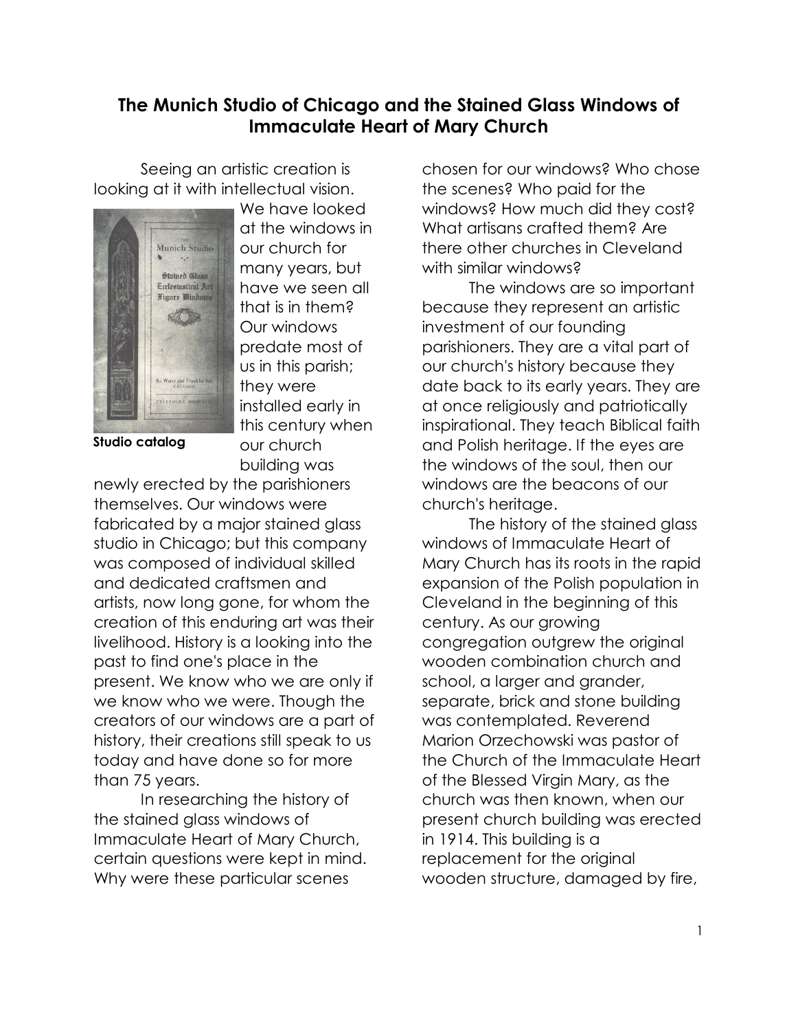# The Munich Studio of Chicago and the Stained Glass Windows of Immaculate Heart of Mary Church

Studio catalog

Seeing an artistic creation is looking at it with intellectual vision. We have looked at the windows in our church for many years, but have we seen all that is in them? Our windows predate most of us in this parish; they were installed early in this century when our church building was newly erected by the parishioners themselves. Our windows were fabricated by a major stained glass studio in Chicago; but this company was composed of individual skilled and dedicated craftsmen and artists, now long gone, for whom the creation of this enduring art was their livelihood. History is a looking into the past to find one's place in the present. We know who we are only if we know who we were. Though the creators of our windows are a part of history, their creations still speak to us today and have done so for more than 75 years.

In researching the history of the stained glass windows of Immaculate Heart of Mary Church, certain questions were kept in mind. Why were these particular scenes chosen for our windows? Who chose the scenes? Who paid for the windows? How much did they cost? What artisans crafted them? Are there other churches in Cleveland with similar windows?

The windows are so important because they represent an artistic investment of our founding parishioners. They are a vital part of our church's history because they date back to its early years. They are at once religiously and patriotically inspirational. They teach Biblical faith and Polish heritage. If the eyes are the windows of the soul, then our windows are the beacons of our church's heritage.

The history of the stained glass windows of Immaculate Heart of Mary Church has its roots in the rapid expansion of the Polish population in Cleveland in the beginning of this century. As our growing congregation outgrew the original wooden combination church and school, a larger and grander, separate, brick and stone building was contemplated. Reverend Marion Orzechowski was pastor of the Church of the Immaculate Heart of the Blessed Virgin Mary, as the church was then known, when our present church building was erected in 1914. This building is a replacement for the original wooden structure, damaged by fire,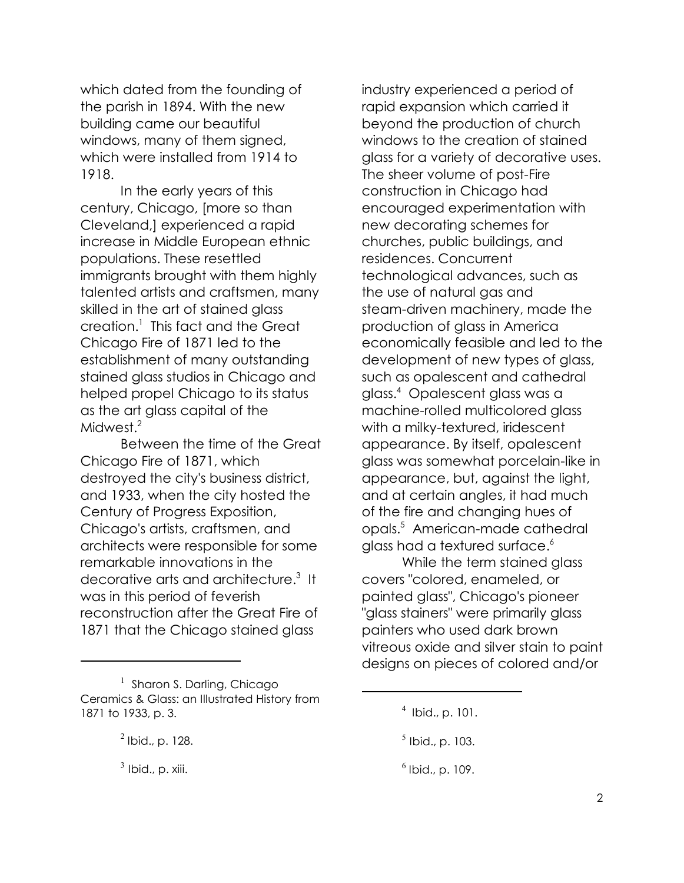which dated from the founding of the parish in 1894. With the new building came our beautiful windows, many of them signed, which were installed from 1914 to 1918.

In the early years of this century, Chicago, [more so than Cleveland,] experienced a rapid increase in Middle European ethnic populations. These resettled immigrants brought with them highly talented artists and craftsmen, many skilled in the art of stained glass creation.[1] This fact and the Great Chicago Fire of 1871 led to the establishment of many outstanding stained glass studios in Chicago and helped propel Chicago to its status as the art glass capital of the Midwest.[2]

Between the time of the Great Chicago Fire of 1871, which destroyed the city's business district, and 1933, when the city hosted the Century of Progress Exposition, Chicago's artists, craftsmen, and architects were responsible for some remarkable innovations in the decorative arts and architecture.[3] It was in this period of feverish reconstruction after the Great Fire of 1871 that the Chicago stained glass industry experienced a period of rapid expansion which carried it beyond the production of church windows to the creation of stained glass for a variety of decorative uses. The sheer volume of post-Fire construction in Chicago had encouraged experimentation with new decorating schemes for churches, public buildings, and residences. Concurrent technological advances, such as the use of natural gas and steam-driven machinery, made the production of glass in America economically feasible and led to the development of new types of glass, such as opalescent and cathedral glass.[4] Opalescent glass was a machine-rolled multicolored glass with a milky-textured, iridescent appearance. By itself, opalescent glass was somewhat porcelain-like in appearance, but, against the light, and at certain angles, it had much of the fire and changing hues of opals.[5] American-made cathedral glass had a textured surface.[6]

While the term stained glass covers "colored, enameled, or painted glass", Chicago's pioneer "glass stainers" were primarily glass painters who used dark brown vitreous oxide and silver stain to paint designs on pieces of colored and/or

---

[1] Sharon S. Darling, Chicago Ceramics & Glass: an Illustrated History from 1871 to 1933, p. 3.

[2] Ibid., p. 128.

[3] Ibid., p. xiii.

[4] Ibid., p. 101.

[5] Ibid., p. 103.

[6] Ibid., p. 109.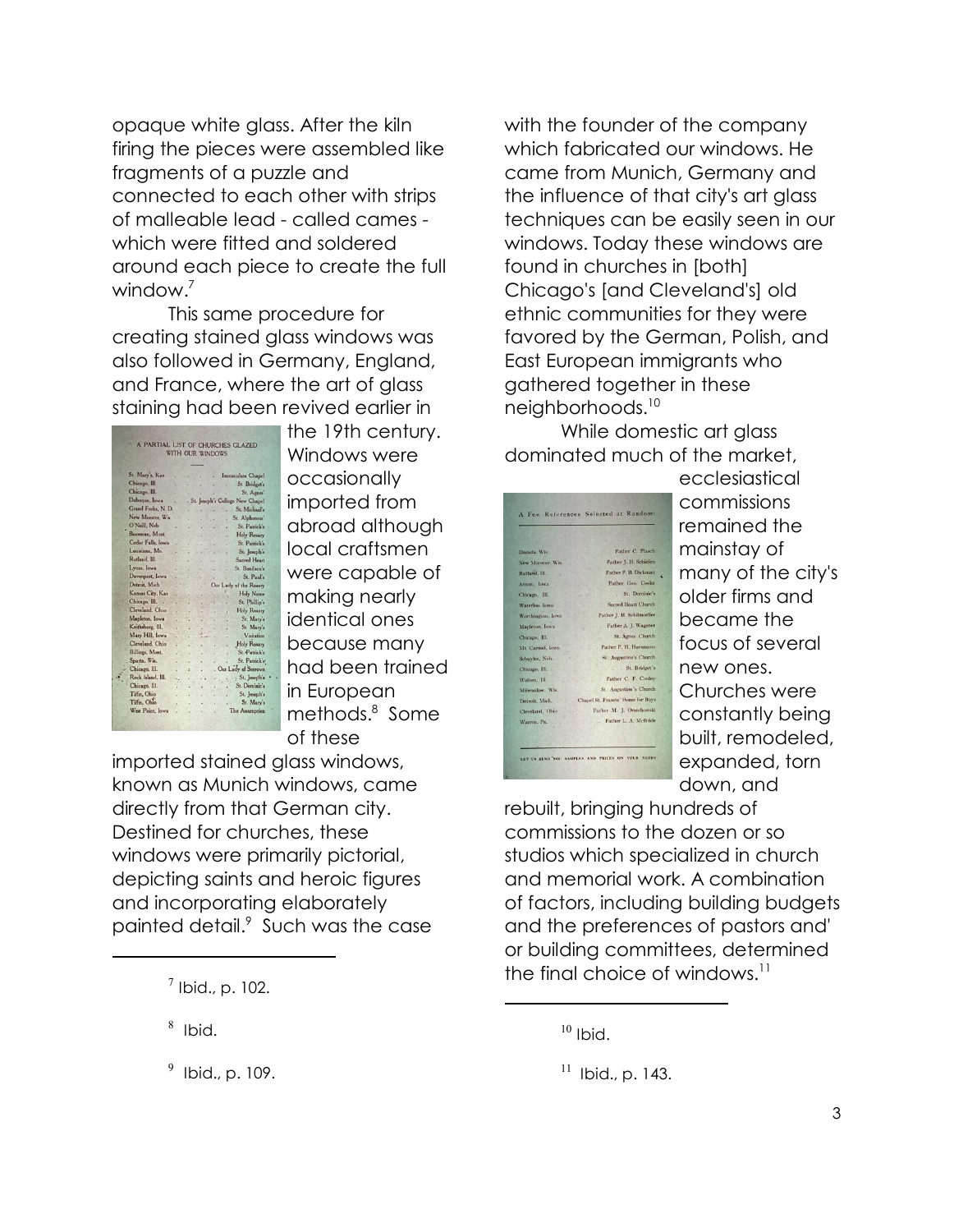opaque white glass. After the kiln firing the pieces were assembled like fragments of a puzzle and connected to each other with strips of malleable lead - called cames - which were fitted and soldered around each piece to create the full window.[7]

This same procedure for creating stained glass windows was also followed in Germany, England, and France, where the art of glass staining had been revived earlier in the 19th century. Windows were occasionally imported from abroad although local craftsmen were capable of making nearly identical ones because many had been trained in European methods.[8] Some of these imported stained glass windows, known as Munich windows, came directly from that German city. Destined for churches, these windows were primarily pictorial, depicting saints and heroic figures and incorporating elaborately painted detail.[9] Such was the case with the founder of the company which fabricated our windows. He came from Munich, Germany and the influence of that city's art glass techniques can be easily seen in our windows. Today these windows are found in churches in [both] Chicago's [and Cleveland's] old ethnic communities for they were favored by the German, Polish, and East European immigrants who gathered together in these neighborhoods.[10]

While domestic art glass dominated much of the market, ecclesiastical commissions remained the mainstay of many of the city's older firms and became the focus of several new ones. Churches were constantly being built, remodeled, expanded, torn down, and rebuilt, bringing hundreds of commissions to the dozen or so studios which specialized in church and memorial work. A combination of factors, including building budgets and the preferences of pastors and' or building committees, determined the final choice of windows.[11]

---

[7] Ibid., p. 102.

[8] Ibid.

[9] Ibid., p. 109.

[10] Ibid.

[11] Ibid., p. 143.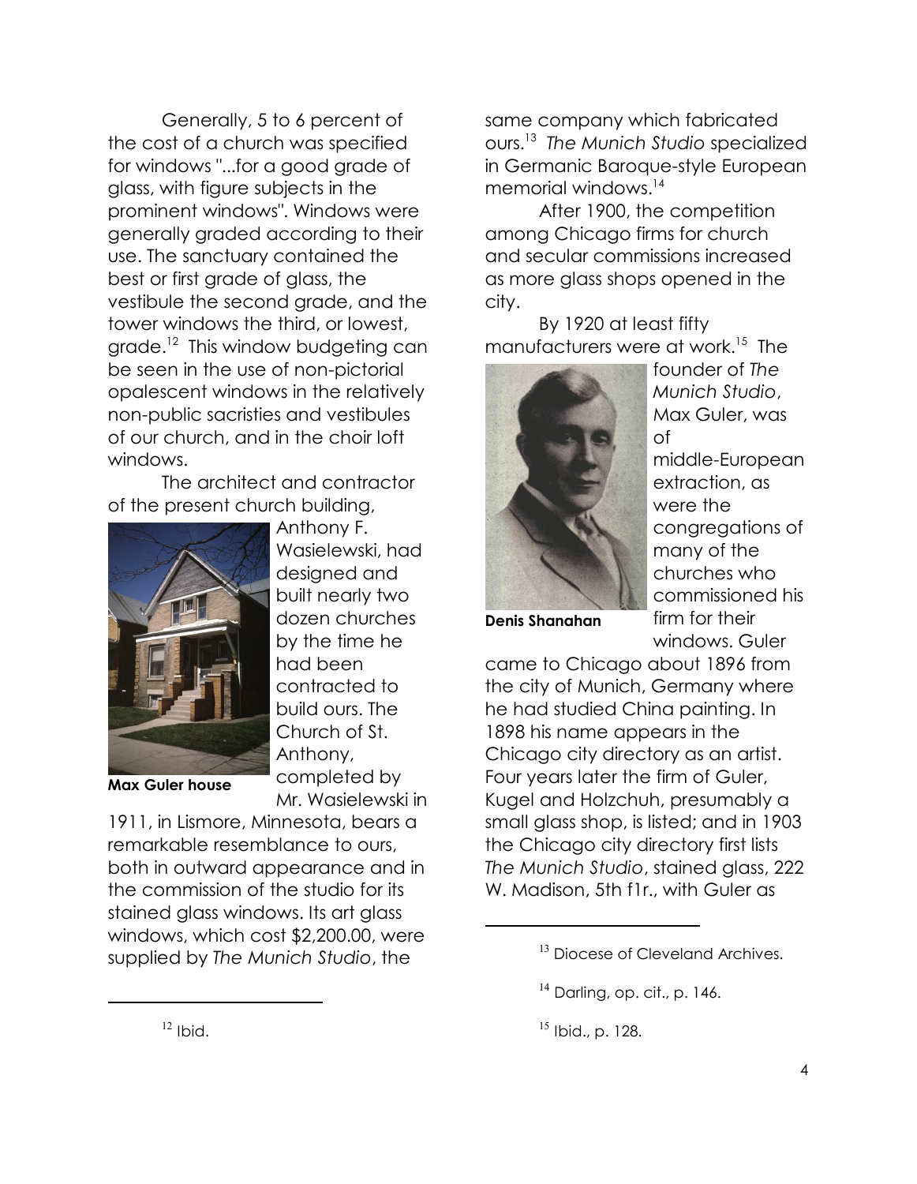Generally, 5 to 6 percent of the cost of a church was specified for windows "...for a good grade of glass, with figure subjects in the prominent windows". Windows were generally graded according to their use. The sanctuary contained the best or first grade of glass, the vestibule the second grade, and the tower windows the third, or lowest, grade.[12] This window budgeting can be seen in the use of non-pictorial opalescent windows in the relatively non-public sacristies and vestibules of our church, and in the choir loft windows.

The architect and contractor of the present church building, Anthony F. Wasielewski, had designed and built nearly two dozen churches by the time he had been contracted to build ours. The Church of St. Anthony, completed by Mr. Wasielewski in 1911, in Lismore, Minnesota, bears a remarkable resemblance to ours, both in outward appearance and in the commission of the studio for its stained glass windows. Its art glass windows, which cost $2,200.00, were supplied by *The Munich Studio*, the same company which fabricated ours.[13] *The Munich Studio* specialized in Germanic Baroque-style European memorial windows.[14]

**Max Guler house**

After 1900, the competition among Chicago firms for church and secular commissions increased as more glass shops opened in the city.

By 1920 at least fifty manufacturers were at work.[15] The founder of *The Munich Studio*, Max Guler, was of middle-European extraction, as were the congregations of many of the churches who commissioned his firm for their windows. Guler came to Chicago about 1896 from the city of Munich, Germany where he had studied China painting. In 1898 his name appears in the Chicago city directory as an artist. Four years later the firm of Guler, Kugel and Holzchuh, presumably a small glass shop, is listed; and in 1903 the Chicago city directory first lists *The Munich Studio*, stained glass, 222 W. Madison, 5th f1r., with Guler as

**Denis Shanahan**

---

[12] Ibid.

[13] Diocese of Cleveland Archives.

[14] Darling, op. cit., p. 146.

[15] Ibid., p. 128.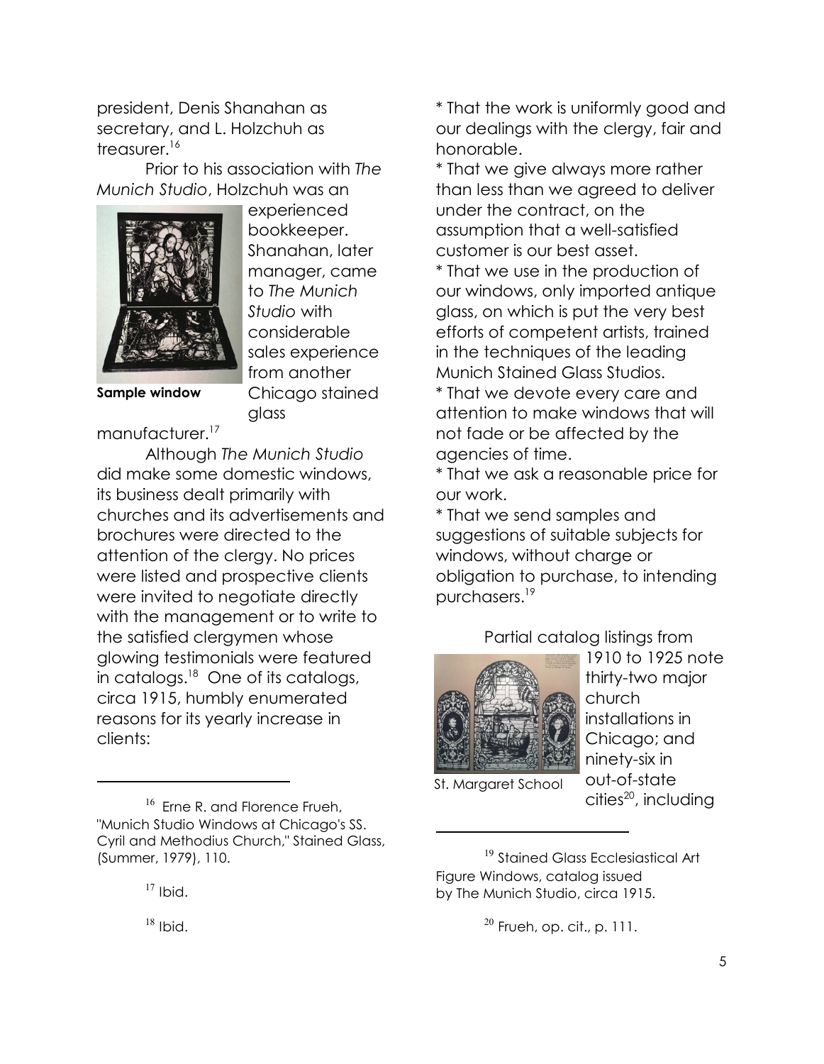president, Denis Shanahan as secretary, and L. Holzchuh as treasurer.[16]

Prior to his association with *The Munich Studio*, Holzchuh was an experienced bookkeeper. Shanahan, later manager, came to *The Munich Studio* with considerable sales experience from another Chicago stained glass manufacturer.[17]

Sample window

Although *The Munich Studio* did make some domestic windows, its business dealt primarily with churches and its advertisements and brochures were directed to the attention of the clergy. No prices were listed and prospective clients were invited to negotiate directly with the management or to write to the satisfied clergymen whose glowing testimonials were featured in catalogs.[18] One of its catalogs, circa 1915, humbly enumerated reasons for its yearly increase in clients:

* That the work is uniformly good and our dealings with the clergy, fair and honorable.
* That we give always more rather than less than we agreed to deliver under the contract, on the assumption that a well-satisfied customer is our best asset.
* That we use in the production of our windows, only imported antique glass, on which is put the very best efforts of competent artists, trained in the techniques of the leading Munich Stained Glass Studios.
* That we devote every care and attention to make windows that will not fade or be affected by the agencies of time.
* That we ask a reasonable price for our work.
* That we send samples and suggestions of suitable subjects for windows, without charge or obligation to purchase, to intending purchasers.[19]

Partial catalog listings from 1910 to 1925 note thirty-two major church installations in Chicago; and ninety-six in out-of-state cities[20], including

St. Margaret School

---

[16] Erne R. and Florence Frueh, "Munich Studio Windows at Chicago's SS. Cyril and Methodius Church," Stained Glass, (Summer, 1979), 110.

[17] Ibid.

[18] Ibid.

[19] Stained Glass Ecclesiastical Art Figure Windows, catalog issued by The Munich Studio, circa 1915.

[20] Frueh, op. cit., p. 111.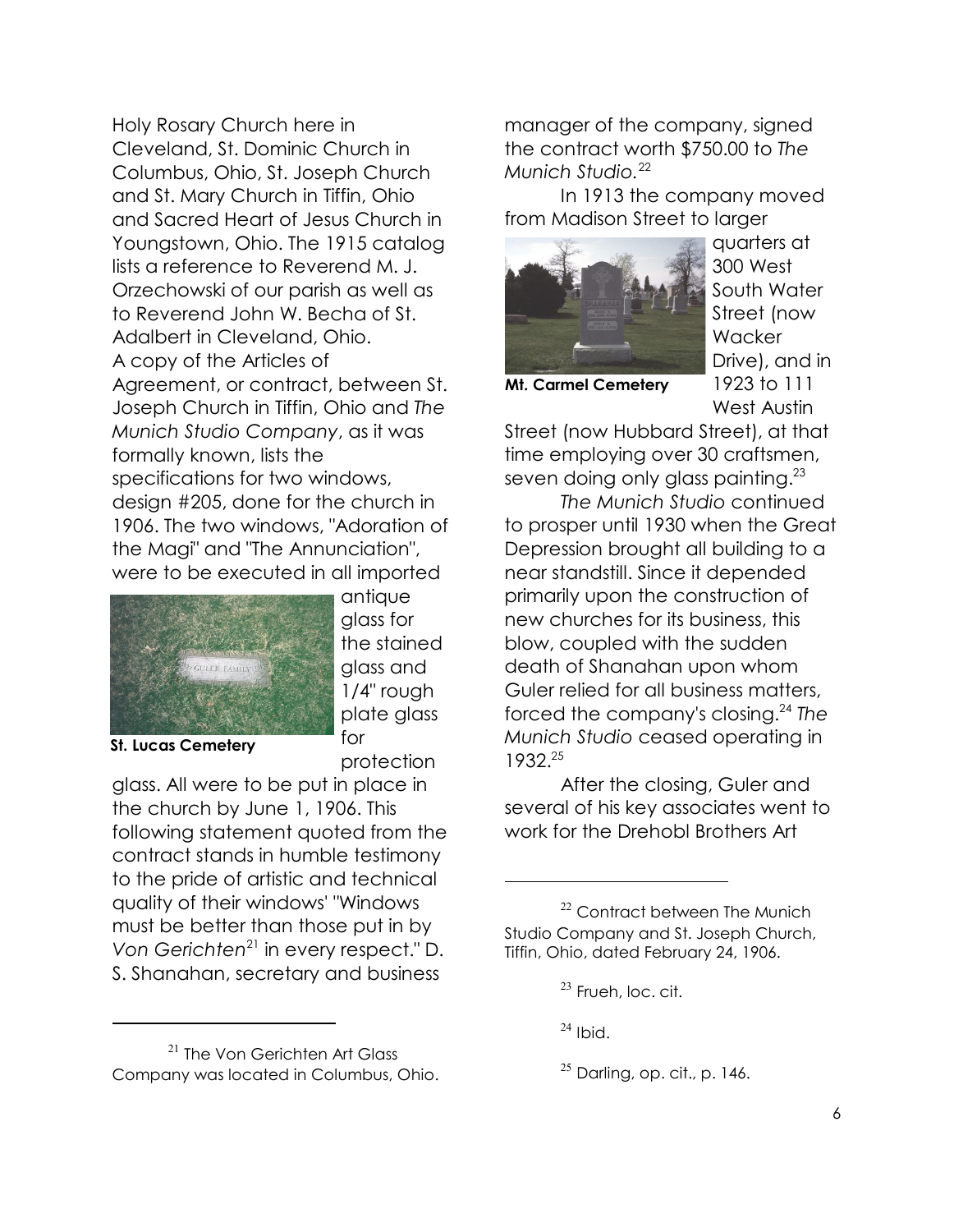Holy Rosary Church here in Cleveland, St. Dominic Church in Columbus, Ohio, St. Joseph Church and St. Mary Church in Tiffin, Ohio and Sacred Heart of Jesus Church in Youngstown, Ohio. The 1915 catalog lists a reference to Reverend M. J. Orzechowski of our parish as well as to Reverend John W. Becha of St. Adalbert in Cleveland, Ohio.

A copy of the Articles of Agreement, or contract, between St. Joseph Church in Tiffin, Ohio and *The Munich Studio Company*, as it was formally known, lists the specifications for two windows, design #205, done for the church in 1906. The two windows, "Adoration of the Magi" and "The Annunciation", were to be executed in all imported antique glass for the stained glass and 1/4" rough plate glass for protection glass. All were to be put in place in the church by June 1, 1906. This following statement quoted from the contract stands in humble testimony to the pride of artistic and technical quality of their windows' "Windows must be better than those put in by *Von Gerichten*[21] in every respect." D. S. Shanahan, secretary and business manager of the company, signed the contract worth $750.00 to *The Munich Studio.*[22]

**St. Lucas Cemetery**

In 1913 the company moved from Madison Street to larger quarters at 300 West South Water Street (now Wacker Drive), and in 1923 to 111 West Austin Street (now Hubbard Street), at that time employing over 30 craftsmen, seven doing only glass painting.[23]

**Mt. Carmel Cemetery**

*The Munich Studio* continued to prosper until 1930 when the Great Depression brought all building to a near standstill. Since it depended primarily upon the construction of new churches for its business, this blow, coupled with the sudden death of Shanahan upon whom Guler relied for all business matters, forced the company's closing.[24] *The Munich Studio* ceased operating in 1932.[25]

After the closing, Guler and several of his key associates went to work for the Drehobl Brothers Art

---

[21] The Von Gerichten Art Glass Company was located in Columbus, Ohio.

[22] Contract between The Munich Studio Company and St. Joseph Church, Tiffin, Ohio, dated February 24, 1906.

[23] Frueh, loc. cit.

[24] Ibid.

[25] Darling, op. cit., p. 146.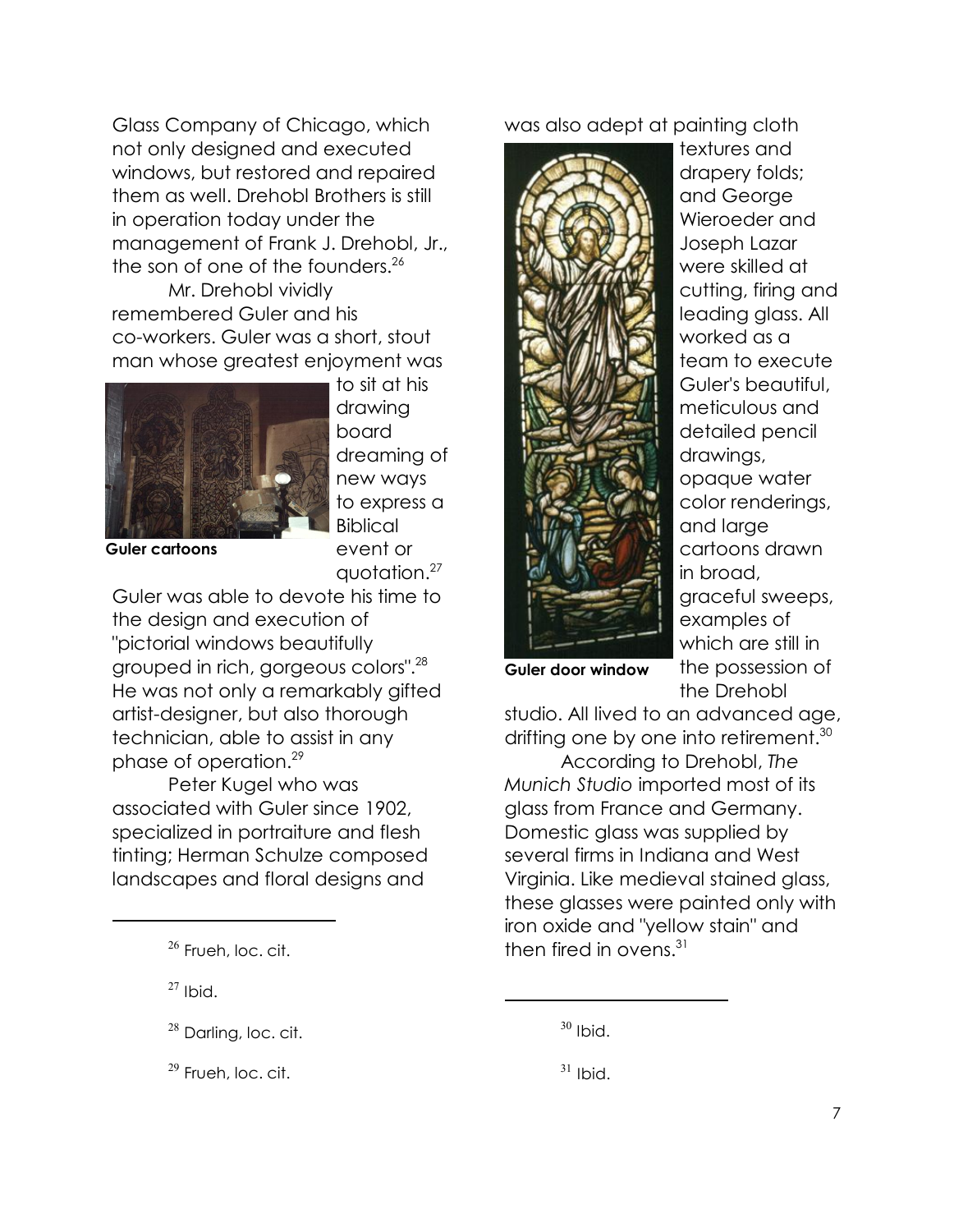Glass Company of Chicago, which not only designed and executed windows, but restored and repaired them as well. Drehobl Brothers is still in operation today under the management of Frank J. Drehobl, Jr., the son of one of the founders.[26]

Mr. Drehobl vividly remembered Guler and his co-workers. Guler was a short, stout man whose greatest enjoyment was to sit at his drawing board dreaming of new ways to express a Biblical event or quotation.[27]

**Guler cartoons**

Guler was able to devote his time to the design and execution of "pictorial windows beautifully grouped in rich, gorgeous colors".[28] He was not only a remarkably gifted artist-designer, but also thorough technician, able to assist in any phase of operation.[29]

Peter Kugel who was associated with Guler since 1902, specialized in portraiture and flesh tinting; Herman Schulze composed landscapes and floral designs and was also adept at painting cloth textures and drapery folds; and George Wieroeder and Joseph Lazar were skilled at cutting, firing and leading glass. All worked as a team to execute Guler's beautiful, meticulous and detailed pencil drawings, opaque water color renderings, and large cartoons drawn in broad, graceful sweeps, examples of which are still in the possession of the Drehobl studio. All lived to an advanced age, drifting one by one into retirement.[30]

**Guler door window**

According to Drehobl, *The Munich Studio* imported most of its glass from France and Germany. Domestic glass was supplied by several firms in Indiana and West Virginia. Like medieval stained glass, these glasses were painted only with iron oxide and "yellow stain" and then fired in ovens.[31]

---

[26] Frueh, loc. cit.

[27] Ibid.

[28] Darling, loc. cit.

[29] Frueh, loc. cit.

[30] Ibid.

[31] Ibid.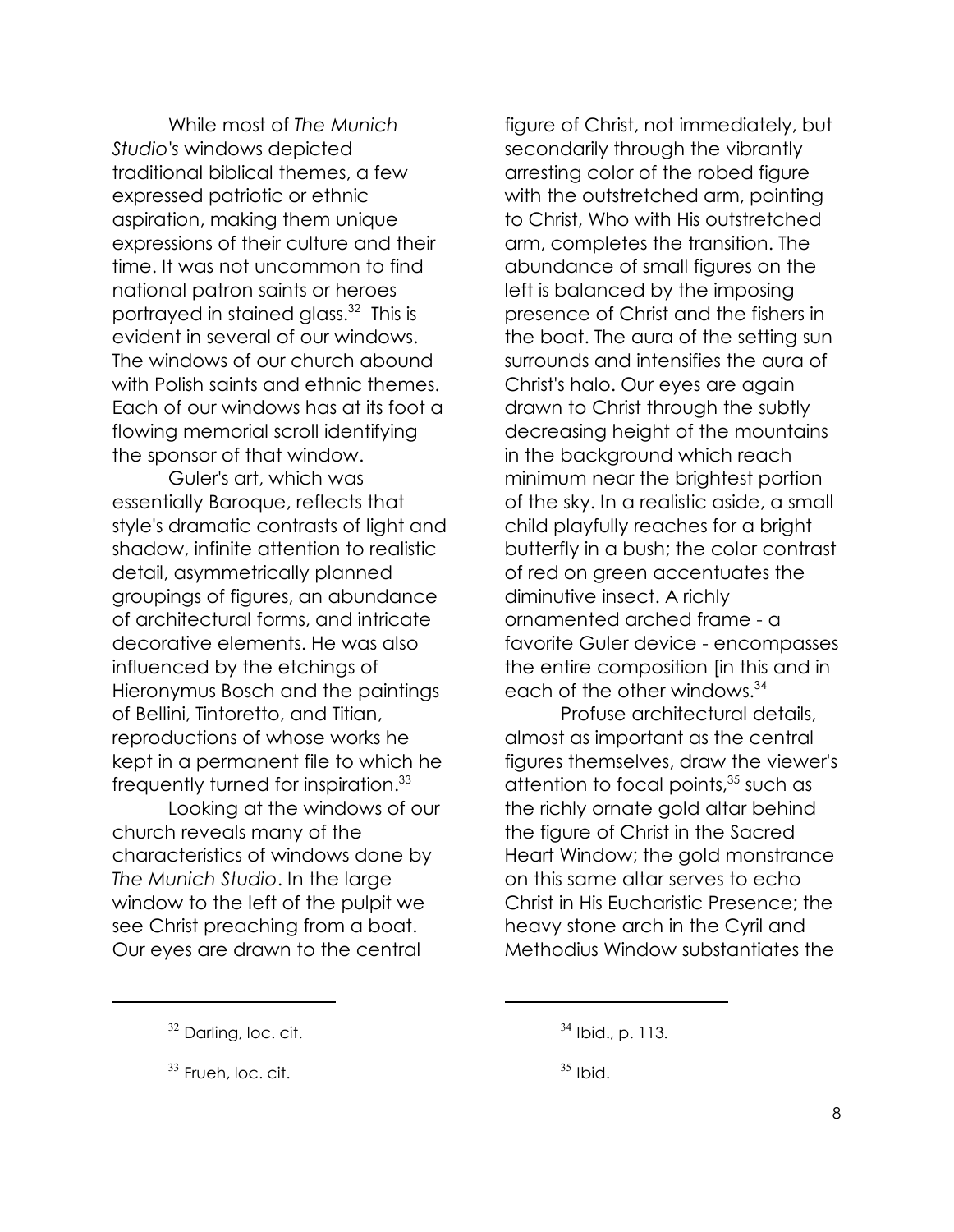While most of *The Munich Studio's* windows depicted traditional biblical themes, a few expressed patriotic or ethnic aspiration, making them unique expressions of their culture and their time. It was not uncommon to find national patron saints or heroes portrayed in stained glass.[32] This is evident in several of our windows. The windows of our church abound with Polish saints and ethnic themes. Each of our windows has at its foot a flowing memorial scroll identifying the sponsor of that window.

Guler's art, which was essentially Baroque, reflects that style's dramatic contrasts of light and shadow, infinite attention to realistic detail, asymmetrically planned groupings of figures, an abundance of architectural forms, and intricate decorative elements. He was also influenced by the etchings of Hieronymus Bosch and the paintings of Bellini, Tintoretto, and Titian, reproductions of whose works he kept in a permanent file to which he frequently turned for inspiration.[33]

Looking at the windows of our church reveals many of the characteristics of windows done by *The Munich Studio*. In the large window to the left of the pulpit we see Christ preaching from a boat. Our eyes are drawn to the central figure of Christ, not immediately, but secondarily through the vibrantly arresting color of the robed figure with the outstretched arm, pointing to Christ, Who with His outstretched arm, completes the transition. The abundance of small figures on the left is balanced by the imposing presence of Christ and the fishers in the boat. The aura of the setting sun surrounds and intensifies the aura of Christ's halo. Our eyes are again drawn to Christ through the subtly decreasing height of the mountains in the background which reach minimum near the brightest portion of the sky. In a realistic aside, a small child playfully reaches for a bright butterfly in a bush; the color contrast of red on green accentuates the diminutive insect. A richly ornamented arched frame - a favorite Guler device - encompasses the entire composition [in this and in each of the other windows.[34]

Profuse architectural details, almost as important as the central figures themselves, draw the viewer's attention to focal points,[35] such as the richly ornate gold altar behind the figure of Christ in the Sacred Heart Window; the gold monstrance on this same altar serves to echo Christ in His Eucharistic Presence; the heavy stone arch in the Cyril and Methodius Window substantiates the

---

[32] Darling, loc. cit.

[33] Frueh, loc. cit.

[34] Ibid., p. 113.

[35] Ibid.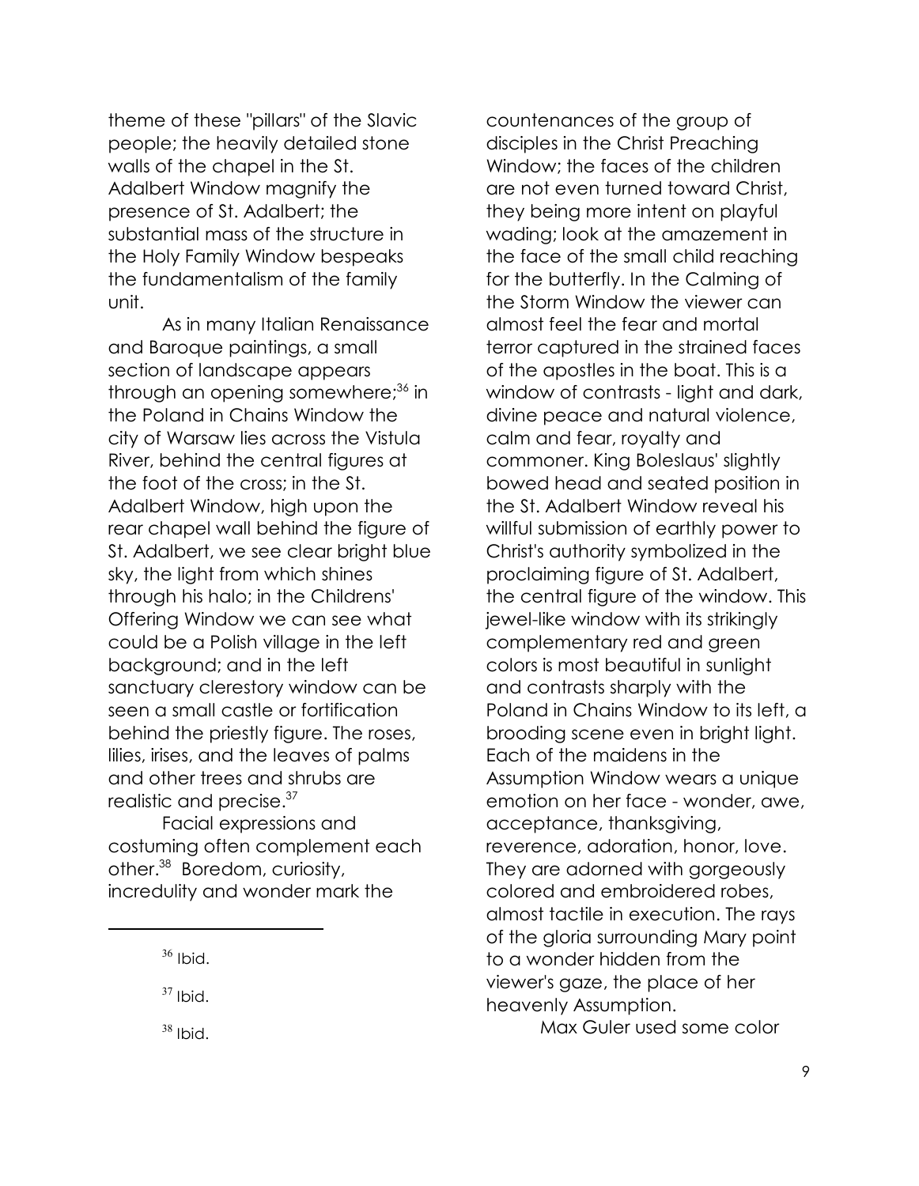theme of these "pillars" of the Slavic people; the heavily detailed stone walls of the chapel in the St. Adalbert Window magnify the presence of St. Adalbert; the substantial mass of the structure in the Holy Family Window bespeaks the fundamentalism of the family unit.

As in many Italian Renaissance and Baroque paintings, a small section of landscape appears through an opening somewhere;[36] in the Poland in Chains Window the city of Warsaw lies across the Vistula River, behind the central figures at the foot of the cross; in the St. Adalbert Window, high upon the rear chapel wall behind the figure of St. Adalbert, we see clear bright blue sky, the light from which shines through his halo; in the Childrens' Offering Window we can see what could be a Polish village in the left background; and in the left sanctuary clerestory window can be seen a small castle or fortification behind the priestly figure. The roses, lilies, irises, and the leaves of palms and other trees and shrubs are realistic and precise.[37]

Facial expressions and costuming often complement each other.[38] Boredom, curiosity, incredulity and wonder mark the countenances of the group of disciples in the Christ Preaching Window; the faces of the children are not even turned toward Christ, they being more intent on playful wading; look at the amazement in the face of the small child reaching for the butterfly. In the Calming of the Storm Window the viewer can almost feel the fear and mortal terror captured in the strained faces of the apostles in the boat. This is a window of contrasts - light and dark, divine peace and natural violence, calm and fear, royalty and commoner. King Boleslaus' slightly bowed head and seated position in the St. Adalbert Window reveal his willful submission of earthly power to Christ's authority symbolized in the proclaiming figure of St. Adalbert, the central figure of the window. This jewel-like window with its strikingly complementary red and green colors is most beautiful in sunlight and contrasts sharply with the Poland in Chains Window to its left, a brooding scene even in bright light. Each of the maidens in the Assumption Window wears a unique emotion on her face - wonder, awe, acceptance, thanksgiving, reverence, adoration, honor, love. They are adorned with gorgeously colored and embroidered robes, almost tactile in execution. The rays of the gloria surrounding Mary point to a wonder hidden from the viewer's gaze, the place of her heavenly Assumption.

Max Guler used some color

---

[36] Ibid.

[37] Ibid.

[38] Ibid.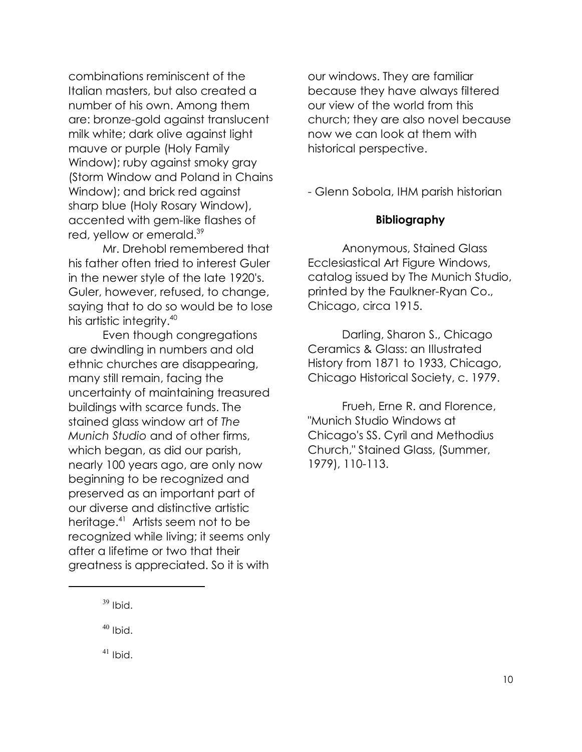combinations reminiscent of the Italian masters, but also created a number of his own. Among them are: bronze-gold against translucent milk white; dark olive against light mauve or purple (Holy Family Window); ruby against smoky gray (Storm Window and Poland in Chains Window); and brick red against sharp blue (Holy Rosary Window), accented with gem-like flashes of red, yellow or emerald.[39]

Mr. Drehobl remembered that his father often tried to interest Guler in the newer style of the late 1920's. Guler, however, refused, to change, saying that to do so would be to lose his artistic integrity.[40]

Even though congregations are dwindling in numbers and old ethnic churches are disappearing, many still remain, facing the uncertainty of maintaining treasured buildings with scarce funds. The stained glass window art of *The Munich Studio* and of other firms, which began, as did our parish, nearly 100 years ago, are only now beginning to be recognized and preserved as an important part of our diverse and distinctive artistic heritage.[41] Artists seem not to be recognized while living; it seems only after a lifetime or two that their greatness is appreciated. So it is with our windows. They are familiar because they have always filtered our view of the world from this church; they are also novel because now we can look at them with historical perspective.

- Glenn Sobola, IHM parish historian

**Bibliography**

Anonymous, Stained Glass Ecclesiastical Art Figure Windows, catalog issued by The Munich Studio, printed by the Faulkner-Ryan Co., Chicago, circa 1915.

Darling, Sharon S., Chicago Ceramics & Glass: an Illustrated History from 1871 to 1933, Chicago, Chicago Historical Society, c. 1979.

Frueh, Erne R. and Florence, "Munich Studio Windows at Chicago's SS. Cyril and Methodius Church," Stained Glass, (Summer, 1979), 110-113.

---

[39] Ibid.

[40] Ibid.

[41] Ibid.